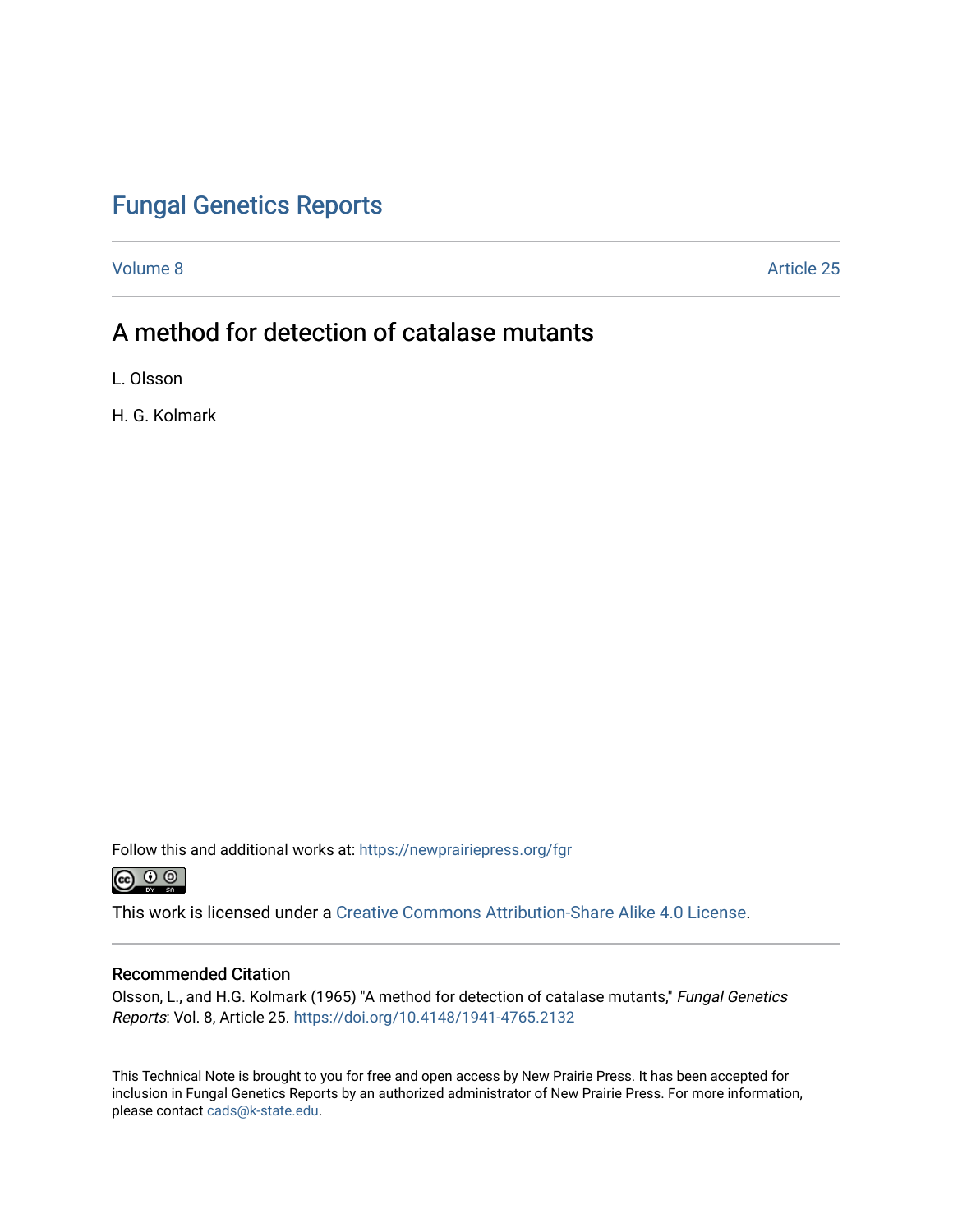# Fungal Genetics Reports

Volume 8 Article 25

## A method for detection of catalase mutants

L. Olsson

H. G. Kolmark

Follow this and additional works at: https://newprairiepress.org/fgr

This work is licensed under a Creative Commons Attribution-Share Alike 4.0 License.

### Recommended Citation

Olsson, L., and H.G. Kolmark (1965) "A method for detection of catalase mutants," *Fungal Genetics Reports*: Vol. 8, Article 25. https://doi.org/10.4148/1941-4765.2132

This Technical Note is brought to you for free and open access by New Prairie Press. It has been accepted for inclusion in Fungal Genetics Reports by an authorized administrator of New Prairie Press. For more information, please contact cads@k-state.edu.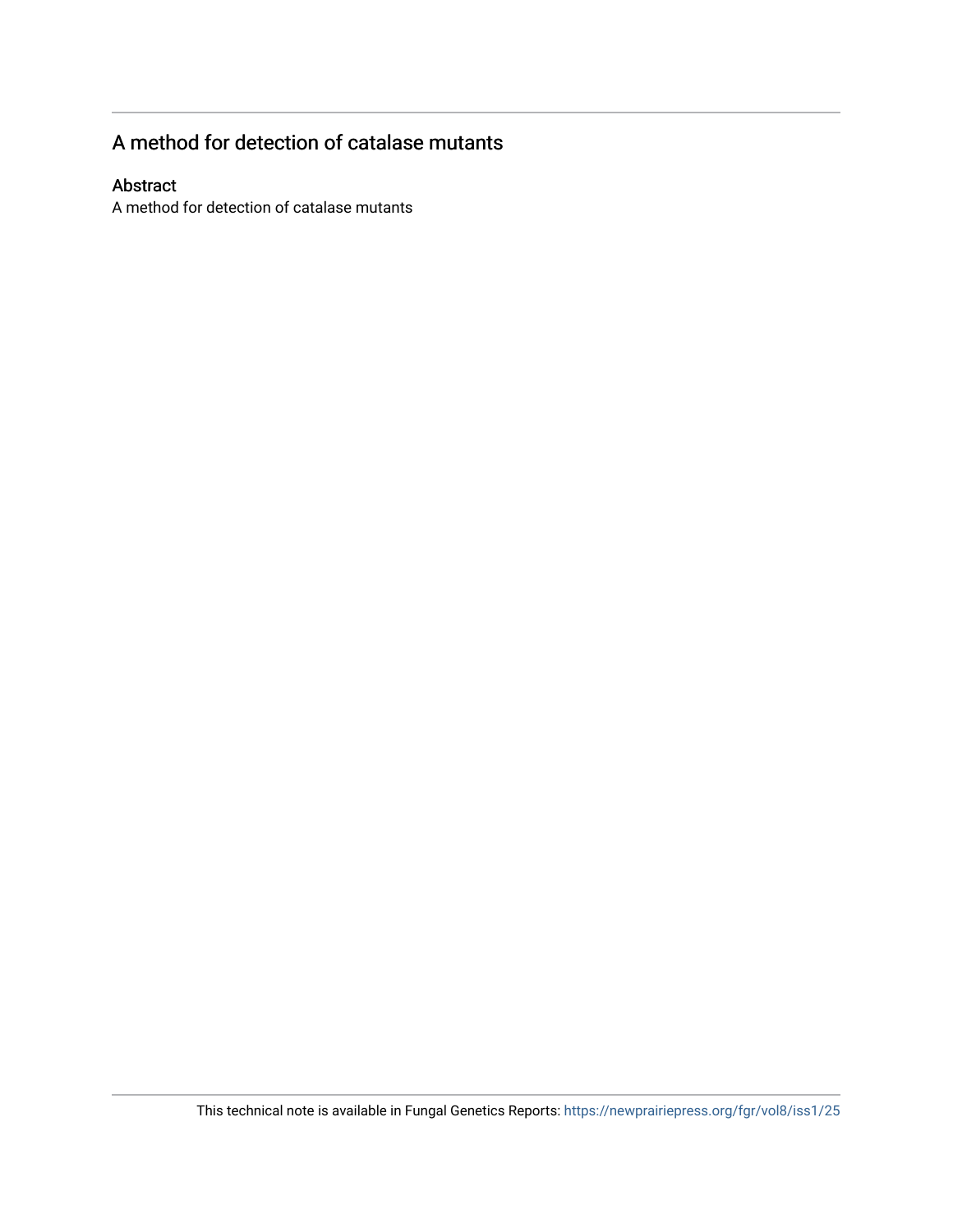# A method for detection of catalase mutants

## Abstract

A method for detection of catalase mutants

This technical note is available in Fungal Genetics Reports: https://newprairiepress.org/fgr/vol8/iss1/25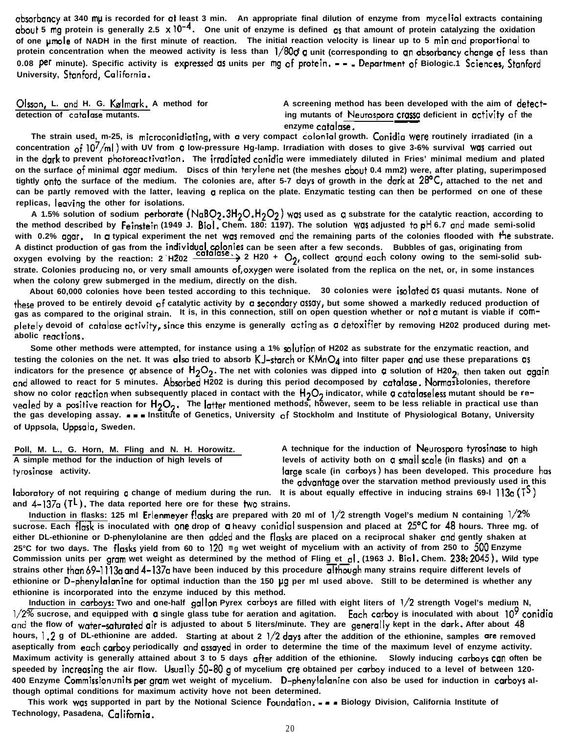absorbancy at 340 mμ is recorded for at least 3 min. An appropriate final dilution of enzyme from mycelial extracts containing about 5 mg protein is generally 2.5 $\times 10^{-4}$. One unit of enzyme is defined as that amount of protein catalyzing the oxidation of one μmole of NADH in the first minute of reaction. The initial reaction velocity is linear up to 5 min and proportional to protein concentration when the meowed activity is less than 1/80 of a unit (corresponding to an absorbancy change of less than 0.08 per minute). Specific activity is expressed as units per mg of protein. - - - Department of Biologic.1 Sciences, Stanford University, Stanford, California.

**Olsson, L. and H. G. Kølmark. A method for detection of catalase mutants.**

A screening method has been developed with the aim of detecting mutants of *Neurospora crassa* deficient in activity of the enzyme catalase.

The strain used, m-25, is microconidiating, with a very compact colonial growth. Conidia were routinely irradiated (in a concentration of $10^7$/ml) with UV from a low-pressure Hg-lamp. Irradiation with doses to give 3-6% survival was carried out in the dark to prevent photoreactivation. The irradiated conidia were immediately diluted in Fries' minimal medium and plated on the surface of minimal agar medium. Discs of thin terylene net (the meshes about 0.4 mm2) were, after plating, superimposed tightly onto the surface of the medium. The colonies are, after 5-7 days of growth in the dark at 28°C, attached to the net and can be partly removed with the latter, leaving a replica on the plate. Enzymatic testing can then be performed on one of these replicas, leaving the other for isolations.

A 1.5% solution of sodium perborate ($NaBO_2.3H_2O.H_2O_2$) was used as a substrate for the catalytic reaction, according to the method described by Feinstein (1949 J. Biol. Chem. 180: 1197). The solution was adjusted to pH 6.7 and made semi-solid with 0.2% agar. In a typical experiment the net was removed and the remaining parts of the colonies flooded with the substrate. A distinct production of gas from the individual colonies can be seen after a few seconds. Bubbles of gas, originating from oxygen evolving by the reaction: $2\ H_2O_2 \xrightarrow{catalase} 2\ H_2O + O_2$, collect around each colony owing to the semi-solid substrate. Colonies producing no, or very small amounts of oxygen were isolated from the replica on the net, or, in some instances when the colony grew submerged in the medium, directly on the dish.

About 60,000 colonies hove been tested according to this technique. 30 colonies were isolated as quasi mutants. None of these proved to be entirely devoid of catalytic activity by a secondary assay, but some showed a markedly reduced production of gas as compared to the original strain. It is, in this connection, still on open question whether or not a mutant is viable if completely devoid of catalase activity, since this enzyme is generally acting as a detoxifier by removing H202 produced during metabolic reactions.

Some other methods were attempted, for instance using a 1% solution of H202 as substrate for the enzymatic reaction, and testing the colonies on the net. It was also tried to absorb KJ-starch or $KMnO_4$ into filter paper and use these preparations as indicators for the presence or absence of $H_2O_2$. The net with colonies was dipped into a solution of $H_2O_2$, then taken out again and allowed to react for 5 minutes. Absorbed H202 is during this period decomposed by catalase. Normal colonies, therefore show no color reaction when subsequently placed in contact with the $H_2O_2$ indicator, while a catalaseless mutant should be revealed by a positive reaction for $H_2O_2$. The latter mentioned methods, however, seem to be less reliable in practical use than the gas developing assay. - - - Institute of Genetics, University of Stockholm and Institute of Physiological Botany, University of Uppsola, Uppsala, Sweden.

**Poll, M. L., G. Horn, M. Fling and N. H. Horowitz. A simple method for the induction of high levels of tyrosinase activity.**

A technique for the induction of *Neurospora* tyrosinase to high levels of activity both on a small scale (in flasks) and on a large scale (in carboys) has been developed. This procedure has the advantage over the starvation method previously used in this laboratory of not requiring a change of medium during the run. It is about equally effective in inducing strains 69-l 113a ($T^S$) and 4-137a ($T^L$). The data reported here ore for these two strains.

Induction in flasks: 125 ml Erlenmeyer flasks are prepared with 20 ml of 1/2 strength Vogel's medium N containing 1/2% sucrose. Each flask is inoculated with one drop of a heavy conidial suspension and placed at 25°C for 48 hours. Three mg. of either DL-ethionine or D-phenylolanine are then added and the flasks are placed on a reciprocal shaker and gently shaken at 25°C for two days. The flasks yield from 60 to 120 mg wet weight of mycelium with an activity of from 250 to 500 Enzyme Commission units per gram wet weight as determined by the method of Fling et al. (1963 J. Biol. Chem. 238: 2045). Wild type strains other than 69-1113a and 4-137a have been induced by this procedure although many strains require different levels of ethionine or D-phenylalanine for optimal induction than the 150 μg per ml used above. Still to be determined is whether any ethionine is incorporated into the enzyme induced by this method.

Induction in carboys: Two and one-half gallon Pyrex carboys are filled with eight liters of 1/2 strength Vogel's medium N, 1/2% sucrose, and equipped with a single glass tube for aeration and agitation. Each carboy is inoculated with about $10^9$ conidia and the flow of water-saturated air is adjusted to about 5 liters/minute. They are generally kept in the dark. After about 48 hours, 1.2 g of DL-ethionine are added. Starting at about 2 1/2 days after the addition of the ethionine, samples are removed aseptically from each carboy periodically and assayed in order to determine the time of the maximum level of enzyme activity. Maximum activity is generally attained about 3 to 5 days after addition of the ethionine. Slowly inducing carboys can often be speeded by increasing the air flow. Usually 50-80 g of mycelium are obtained per carboy induced to a level of between 120-400 Enzyme Commission units per gram wet weight of mycelium. D-phenylalanine con also be used for induction in carboys although optimal conditions for maximum activity hove not been determined.

This work was supported in part by the Notional Science Foundation. - - - Biology Division, California Institute of Technology, Pasadena, California.